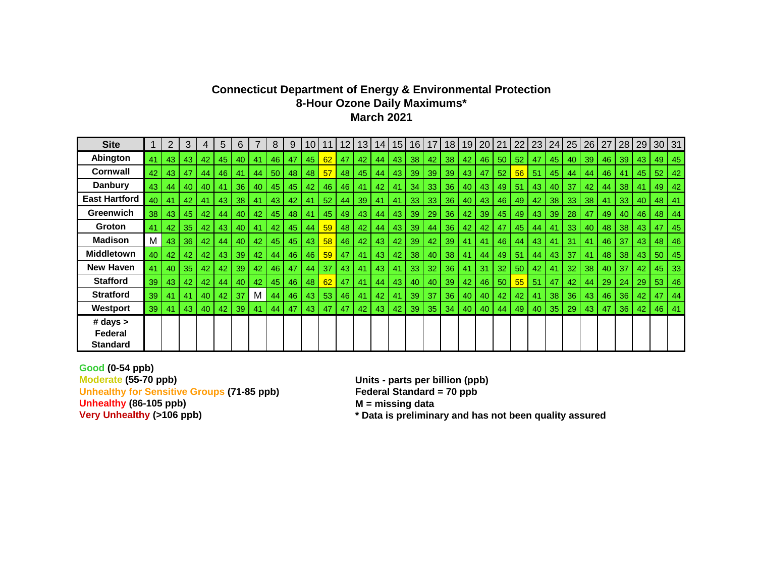# Connecticut Department of Energy & Environmental Protection
## 8-Hour Ozone Daily Maximums*
## March 2021

| Site | 1 | 2 | 3 | 4 | 5 | 6 | 7 | 8 | 9 | 10 | 11 | 12 | 13 | 14 | 15 | 16 | 17 | 18 | 19 | 20 | 21 | 22 | 23 | 24 | 25 | 26 | 27 | 28 | 29 | 30 | 31 |
|---|---|---|---|---|---|---|---|---|---|---|---|---|---|---|---|---|---|---|---|---|---|---|---|---|---|---|---|---|---|---|---|
| Abington | 41 | 43 | 43 | 42 | 45 | 40 | 41 | 46 | 47 | 45 | 62 | 47 | 42 | 44 | 43 | 38 | 42 | 38 | 42 | 46 | 50 | 52 | 47 | 45 | 40 | 39 | 46 | 39 | 43 | 49 | 45 |
| Cornwall | 42 | 43 | 47 | 44 | 46 | 41 | 44 | 50 | 48 | 48 | 57 | 48 | 45 | 44 | 43 | 39 | 39 | 39 | 43 | 47 | 52 | 56 | 51 | 45 | 44 | 44 | 46 | 41 | 45 | 52 | 42 |
| Danbury | 43 | 44 | 40 | 40 | 41 | 36 | 40 | 45 | 45 | 42 | 46 | 46 | 41 | 42 | 41 | 34 | 33 | 36 | 40 | 43 | 49 | 51 | 43 | 40 | 37 | 42 | 44 | 38 | 41 | 49 | 42 |
| East Hartford | 40 | 41 | 42 | 41 | 43 | 38 | 41 | 43 | 42 | 41 | 52 | 44 | 39 | 41 | 41 | 33 | 33 | 36 | 40 | 43 | 46 | 49 | 42 | 38 | 33 | 38 | 41 | 33 | 40 | 48 | 41 |
| Greenwich | 38 | 43 | 45 | 42 | 44 | 40 | 42 | 45 | 48 | 41 | 45 | 49 | 43 | 44 | 43 | 39 | 29 | 36 | 42 | 39 | 45 | 49 | 43 | 39 | 28 | 47 | 49 | 40 | 46 | 48 | 44 |
| Groton | 41 | 42 | 35 | 42 | 43 | 40 | 41 | 42 | 45 | 44 | 59 | 48 | 42 | 44 | 43 | 39 | 44 | 36 | 42 | 42 | 47 | 45 | 44 | 41 | 33 | 40 | 48 | 38 | 43 | 47 | 45 |
| Madison | M | 43 | 36 | 42 | 44 | 40 | 42 | 45 | 45 | 43 | 58 | 46 | 42 | 43 | 42 | 39 | 42 | 39 | 41 | 41 | 46 | 44 | 43 | 41 | 31 | 41 | 46 | 37 | 43 | 48 | 46 |
| Middletown | 40 | 42 | 42 | 42 | 43 | 39 | 42 | 44 | 46 | 46 | 59 | 47 | 41 | 43 | 42 | 38 | 40 | 38 | 41 | 44 | 49 | 51 | 44 | 43 | 37 | 41 | 48 | 38 | 43 | 50 | 45 |
| New Haven | 41 | 40 | 35 | 42 | 42 | 39 | 42 | 46 | 47 | 44 | 37 | 43 | 41 | 43 | 41 | 33 | 32 | 36 | 41 | 31 | 32 | 50 | 42 | 41 | 32 | 38 | 40 | 37 | 42 | 45 | 33 |
| Stafford | 39 | 43 | 42 | 42 | 44 | 40 | 42 | 45 | 46 | 48 | 62 | 47 | 41 | 44 | 43 | 40 | 40 | 39 | 42 | 46 | 50 | 55 | 51 | 47 | 42 | 44 | 29 | 24 | 29 | 53 | 46 |
| Stratford | 39 | 41 | 41 | 40 | 42 | 37 | M | 44 | 46 | 43 | 53 | 46 | 41 | 42 | 41 | 39 | 37 | 36 | 40 | 40 | 42 | 42 | 41 | 38 | 36 | 43 | 46 | 36 | 42 | 47 | 44 |
| Westport | 39 | 41 | 43 | 40 | 42 | 39 | 41 | 44 | 47 | 43 | 47 | 47 | 42 | 43 | 42 | 39 | 35 | 34 | 40 | 40 | 44 | 49 | 40 | 35 | 29 | 43 | 47 | 36 | 42 | 46 | 41 |
| # days > Federal Standard | | | | | | | | | | | | | | | | | | | | | | | | | | | | | | | |

**Good (0-54 ppb)**
**Moderate (55-70 ppb)**
**Unhealthy for Sensitive Groups (71-85 ppb)**
**Unhealthy (86-105 ppb)**
**Very Unhealthy (>106 ppb)**

**Units - parts per billion (ppb)**
**Federal Standard = 70 ppb**
**M = missing data**
**\* Data is preliminary and has not been quality assured**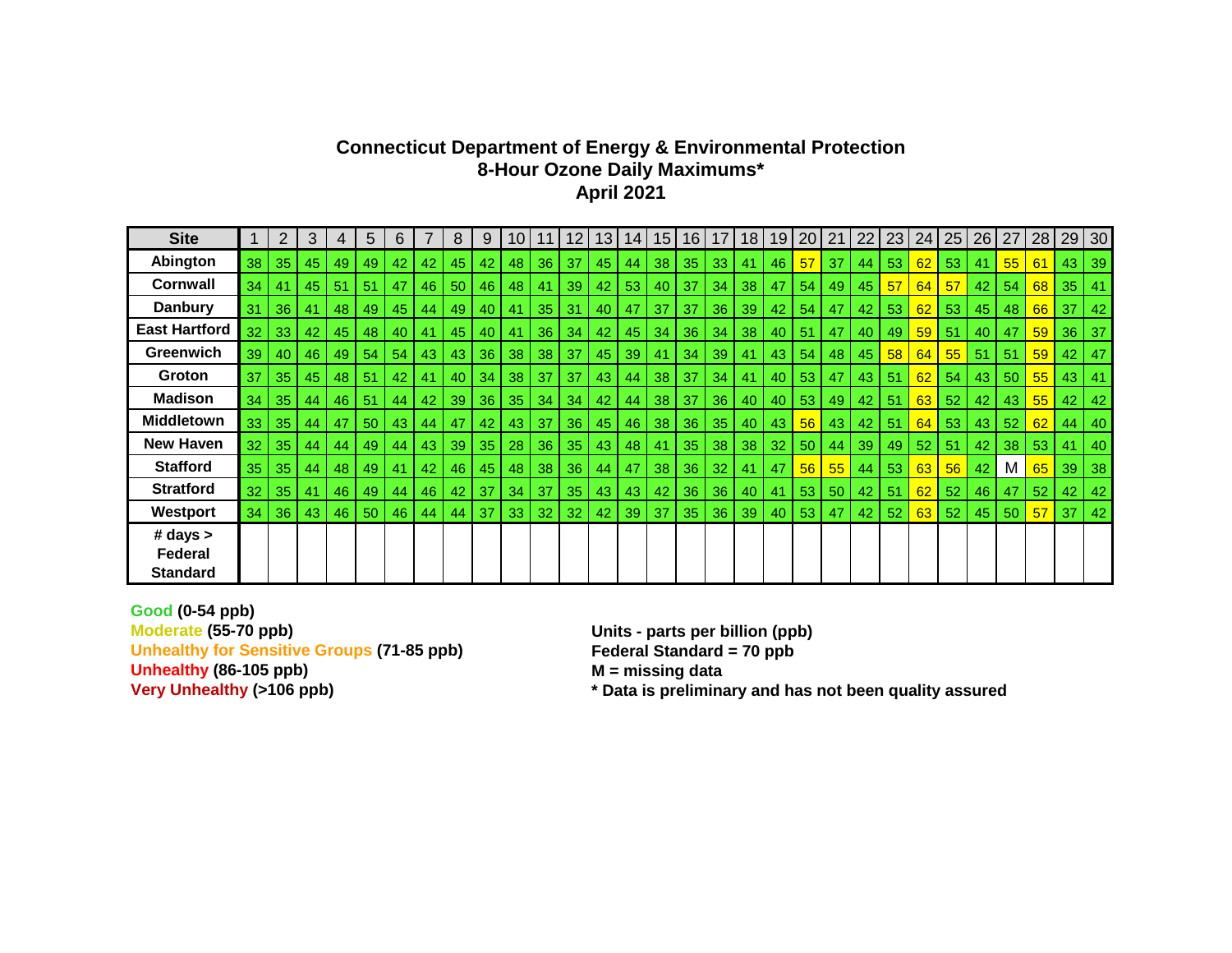**Connecticut Department of Energy & Environmental Protection**
**8-Hour Ozone Daily Maximums***
**April 2021**

| Site | 1 | 2 | 3 | 4 | 5 | 6 | 7 | 8 | 9 | 10 | 11 | 12 | 13 | 14 | 15 | 16 | 17 | 18 | 19 | 20 | 21 | 22 | 23 | 24 | 25 | 26 | 27 | 28 | 29 | 30 |
|---|---|---|---|---|---|---|---|---|---|---|---|---|---|---|---|---|---|---|---|---|---|---|---|---|---|---|---|---|---|---|
| Abington | 38 | 35 | 45 | 49 | 49 | 42 | 42 | 45 | 42 | 48 | 36 | 37 | 45 | 44 | 38 | 35 | 33 | 41 | 46 | 57 | 37 | 44 | 53 | 62 | 53 | 41 | 55 | 61 | 43 | 39 |
| Cornwall | 34 | 41 | 45 | 51 | 51 | 47 | 46 | 50 | 46 | 48 | 41 | 39 | 42 | 53 | 40 | 37 | 34 | 38 | 47 | 54 | 49 | 45 | 57 | 64 | 57 | 42 | 54 | 68 | 35 | 41 |
| Danbury | 31 | 36 | 41 | 48 | 49 | 45 | 44 | 49 | 40 | 41 | 35 | 31 | 40 | 47 | 37 | 37 | 36 | 39 | 42 | 54 | 47 | 42 | 53 | 62 | 53 | 45 | 48 | 66 | 37 | 42 |
| East Hartford | 32 | 33 | 42 | 45 | 48 | 40 | 41 | 45 | 40 | 41 | 36 | 34 | 42 | 45 | 34 | 36 | 34 | 38 | 40 | 51 | 47 | 40 | 49 | 59 | 51 | 40 | 47 | 59 | 36 | 37 |
| Greenwich | 39 | 40 | 46 | 49 | 54 | 54 | 43 | 43 | 36 | 38 | 38 | 37 | 45 | 39 | 41 | 34 | 39 | 41 | 43 | 54 | 48 | 45 | 58 | 64 | 55 | 51 | 51 | 59 | 42 | 47 |
| Groton | 37 | 35 | 45 | 48 | 51 | 42 | 41 | 40 | 34 | 38 | 37 | 37 | 43 | 44 | 38 | 37 | 34 | 41 | 40 | 53 | 47 | 43 | 51 | 62 | 54 | 43 | 50 | 55 | 43 | 41 |
| Madison | 34 | 35 | 44 | 46 | 51 | 44 | 42 | 39 | 36 | 35 | 34 | 34 | 42 | 44 | 38 | 37 | 36 | 40 | 40 | 53 | 49 | 42 | 51 | 63 | 52 | 42 | 43 | 55 | 42 | 42 |
| Middletown | 33 | 35 | 44 | 47 | 50 | 43 | 44 | 47 | 42 | 43 | 37 | 36 | 45 | 46 | 38 | 36 | 35 | 40 | 43 | 56 | 43 | 42 | 51 | 64 | 53 | 43 | 52 | 62 | 44 | 40 |
| New Haven | 32 | 35 | 44 | 44 | 49 | 44 | 43 | 39 | 35 | 28 | 36 | 35 | 43 | 48 | 41 | 35 | 38 | 38 | 32 | 50 | 44 | 39 | 49 | 52 | 51 | 42 | 38 | 53 | 41 | 40 |
| Stafford | 35 | 35 | 44 | 48 | 49 | 41 | 42 | 46 | 45 | 48 | 38 | 36 | 44 | 47 | 38 | 36 | 32 | 41 | 47 | 56 | 55 | 44 | 53 | 63 | 56 | 42 | M | 65 | 39 | 38 |
| Stratford | 32 | 35 | 41 | 46 | 49 | 44 | 46 | 42 | 37 | 34 | 37 | 35 | 43 | 43 | 42 | 36 | 36 | 40 | 41 | 53 | 50 | 42 | 51 | 62 | 52 | 46 | 47 | 52 | 42 | 42 |
| Westport | 34 | 36 | 43 | 46 | 50 | 46 | 44 | 44 | 37 | 33 | 32 | 32 | 42 | 39 | 37 | 35 | 36 | 39 | 40 | 53 | 47 | 42 | 52 | 63 | 52 | 45 | 50 | 57 | 37 | 42 |
| # days > Federal Standard | | | | | | | | | | | | | | | | | | | | | | | | | | | | | | |

**Good (0-54 ppb)**
**Moderate (55-70 ppb)**
**Unhealthy for Sensitive Groups (71-85 ppb)**
**Unhealthy (86-105 ppb)**
**Very Unhealthy (>106 ppb)**

**Units - parts per billion (ppb)**
**Federal Standard = 70 ppb**
**M = missing data**
*** Data is preliminary and has not been quality assured**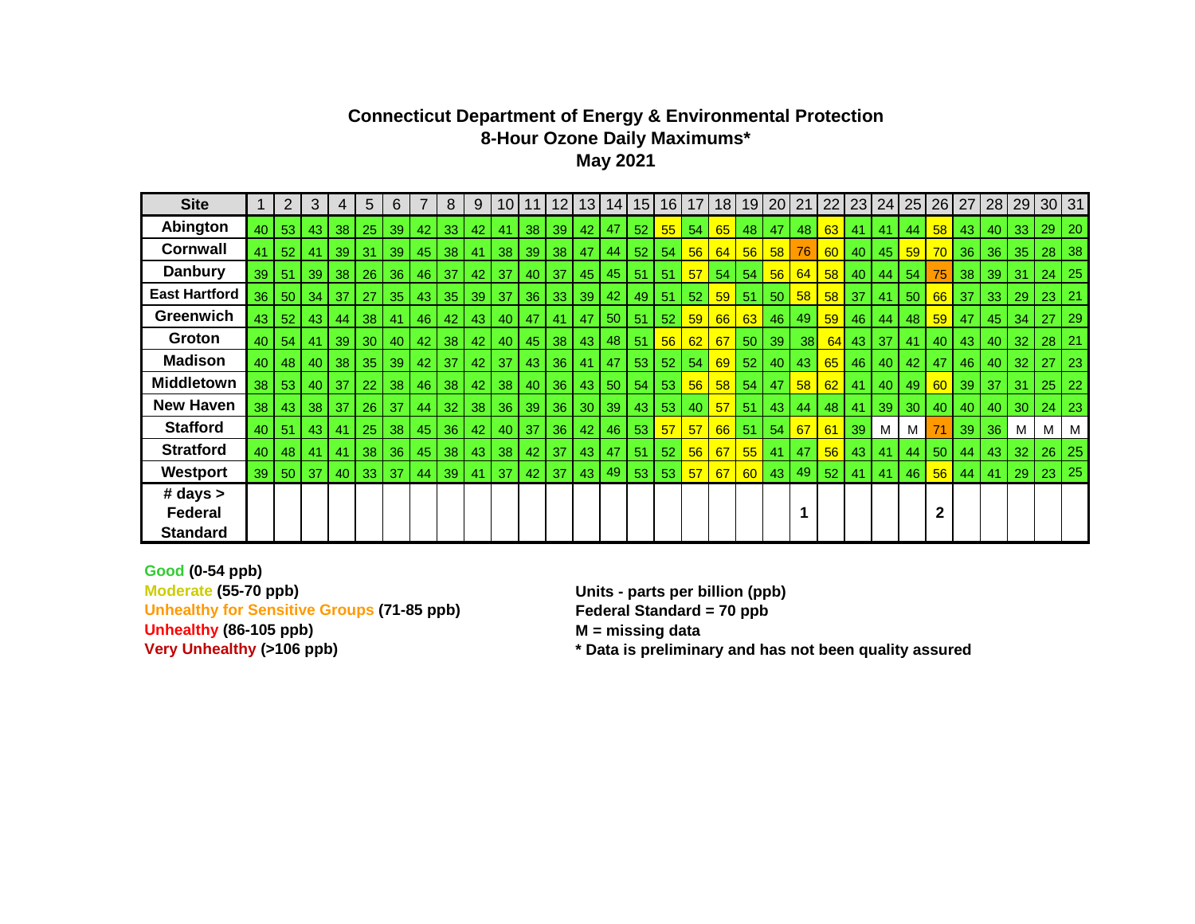## Connecticut Department of Energy & Environmental Protection
## 8-Hour Ozone Daily Maximums*
## May 2021

| Site | 1 | 2 | 3 | 4 | 5 | 6 | 7 | 8 | 9 | 10 | 11 | 12 | 13 | 14 | 15 | 16 | 17 | 18 | 19 | 20 | 21 | 22 | 23 | 24 | 25 | 26 | 27 | 28 | 29 | 30 | 31 |
|---|---|---|---|---|---|---|---|---|---|---|---|---|---|---|---|---|---|---|---|---|---|---|---|---|---|---|---|---|---|---|---|
| Abington | 40 | 53 | 43 | 38 | 25 | 39 | 42 | 33 | 42 | 41 | 38 | 39 | 42 | 47 | 52 | 55 | 54 | 65 | 48 | 47 | 48 | 63 | 41 | 41 | 44 | 58 | 43 | 40 | 33 | 29 | 20 |
| Cornwall | 41 | 52 | 41 | 39 | 31 | 39 | 45 | 38 | 41 | 38 | 39 | 38 | 47 | 44 | 52 | 54 | 56 | 64 | 56 | 58 | 76 | 60 | 40 | 45 | 59 | 70 | 36 | 36 | 35 | 28 | 38 |
| Danbury | 39 | 51 | 39 | 38 | 26 | 36 | 46 | 37 | 42 | 37 | 40 | 37 | 45 | 45 | 51 | 51 | 57 | 54 | 54 | 56 | 64 | 58 | 40 | 44 | 54 | 75 | 38 | 39 | 31 | 24 | 25 |
| East Hartford | 36 | 50 | 34 | 37 | 27 | 35 | 43 | 35 | 39 | 37 | 36 | 33 | 39 | 42 | 49 | 51 | 52 | 59 | 51 | 50 | 58 | 58 | 37 | 41 | 50 | 66 | 37 | 33 | 29 | 23 | 21 |
| Greenwich | 43 | 52 | 43 | 44 | 38 | 41 | 46 | 42 | 43 | 40 | 47 | 41 | 47 | 50 | 51 | 52 | 59 | 66 | 63 | 46 | 49 | 59 | 46 | 44 | 48 | 59 | 47 | 45 | 34 | 27 | 29 |
| Groton | 40 | 54 | 41 | 39 | 30 | 40 | 42 | 38 | 42 | 40 | 45 | 38 | 43 | 48 | 51 | 56 | 62 | 67 | 50 | 39 | 38 | 64 | 43 | 37 | 41 | 40 | 43 | 40 | 32 | 28 | 21 |
| Madison | 40 | 48 | 40 | 38 | 35 | 39 | 42 | 37 | 42 | 37 | 43 | 36 | 41 | 47 | 53 | 52 | 54 | 69 | 52 | 40 | 43 | 65 | 46 | 40 | 42 | 47 | 46 | 40 | 32 | 27 | 23 |
| Middletown | 38 | 53 | 40 | 37 | 22 | 38 | 46 | 38 | 42 | 38 | 40 | 36 | 43 | 50 | 54 | 53 | 56 | 58 | 54 | 47 | 58 | 62 | 41 | 40 | 49 | 60 | 39 | 37 | 31 | 25 | 22 |
| New Haven | 38 | 43 | 38 | 37 | 26 | 37 | 44 | 32 | 38 | 36 | 39 | 36 | 30 | 39 | 43 | 53 | 40 | 57 | 51 | 43 | 44 | 48 | 41 | 39 | 30 | 40 | 40 | 40 | 30 | 24 | 23 |
| Stafford | 40 | 51 | 43 | 41 | 25 | 38 | 45 | 36 | 42 | 40 | 37 | 36 | 42 | 46 | 53 | 57 | 57 | 66 | 51 | 54 | 67 | 61 | 39 | M | M | 71 | 39 | 36 | M | M | M |
| Stratford | 40 | 48 | 41 | 41 | 38 | 36 | 45 | 38 | 43 | 38 | 42 | 37 | 43 | 47 | 51 | 52 | 56 | 67 | 55 | 41 | 47 | 56 | 43 | 41 | 44 | 50 | 44 | 43 | 32 | 26 | 25 |
| Westport | 39 | 50 | 37 | 40 | 33 | 37 | 44 | 39 | 41 | 37 | 42 | 37 | 43 | 49 | 53 | 53 | 57 | 67 | 60 | 43 | 49 | 52 | 41 | 41 | 46 | 56 | 44 | 41 | 29 | 23 | 25 |
| # days > Federal Standard | | | | | | | | | | | | | | | | | | | | | 1 | | | | | 2 | | | | | |

**Good (0-54 ppb)**
**Moderate (55-70 ppb)**
**Unhealthy for Sensitive Groups (71-85 ppb)**
**Unhealthy (86-105 ppb)**
**Very Unhealthy (>106 ppb)**

**Units - parts per billion (ppb)**
**Federal Standard = 70 ppb**
**M = missing data**
**\* Data is preliminary and has not been quality assured**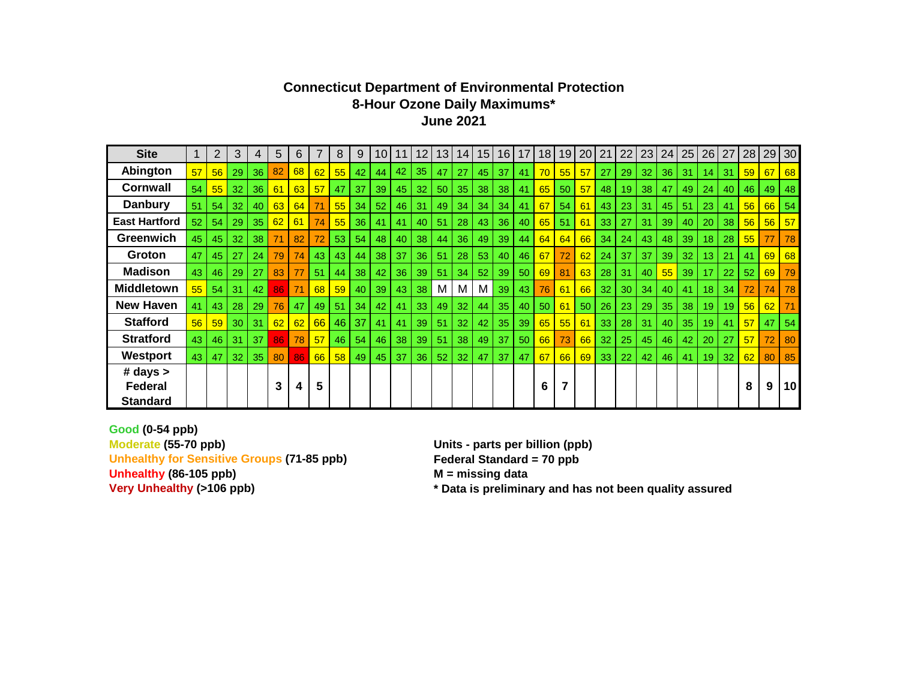**Connecticut Department of Environmental Protection**
**8-Hour Ozone Daily Maximums***
**June 2021**

| Site | 1 | 2 | 3 | 4 | 5 | 6 | 7 | 8 | 9 | 10 | 11 | 12 | 13 | 14 | 15 | 16 | 17 | 18 | 19 | 20 | 21 | 22 | 23 | 24 | 25 | 26 | 27 | 28 | 29 | 30 |
|---|---|---|---|---|---|---|---|---|---|---|---|---|---|---|---|---|---|---|---|---|---|---|---|---|---|---|---|---|---|---|
| Abington | 57 | 56 | 29 | 36 | 82 | 68 | 62 | 55 | 42 | 44 | 42 | 35 | 47 | 27 | 45 | 37 | 41 | 70 | 55 | 57 | 27 | 29 | 32 | 36 | 31 | 14 | 31 | 59 | 67 | 68 |
| Cornwall | 54 | 55 | 32 | 36 | 61 | 63 | 57 | 47 | 37 | 39 | 45 | 32 | 50 | 35 | 38 | 38 | 41 | 65 | 50 | 57 | 48 | 19 | 38 | 47 | 49 | 24 | 40 | 46 | 49 | 48 |
| Danbury | 51 | 54 | 32 | 40 | 63 | 64 | 71 | 55 | 34 | 52 | 46 | 31 | 49 | 34 | 34 | 34 | 41 | 67 | 54 | 61 | 43 | 23 | 31 | 45 | 51 | 23 | 41 | 56 | 66 | 54 |
| East Hartford | 52 | 54 | 29 | 35 | 62 | 61 | 74 | 55 | 36 | 41 | 41 | 40 | 51 | 28 | 43 | 36 | 40 | 65 | 51 | 61 | 33 | 27 | 31 | 39 | 40 | 20 | 38 | 56 | 56 | 57 |
| Greenwich | 45 | 45 | 32 | 38 | 71 | 82 | 72 | 53 | 54 | 48 | 40 | 38 | 44 | 36 | 49 | 39 | 44 | 64 | 64 | 66 | 34 | 24 | 43 | 48 | 39 | 18 | 28 | 55 | 77 | 78 |
| Groton | 47 | 45 | 27 | 24 | 79 | 74 | 43 | 43 | 44 | 38 | 37 | 36 | 51 | 28 | 53 | 40 | 46 | 67 | 72 | 62 | 24 | 37 | 37 | 39 | 32 | 13 | 21 | 41 | 69 | 68 |
| Madison | 43 | 46 | 29 | 27 | 83 | 77 | 51 | 44 | 38 | 42 | 36 | 39 | 51 | 34 | 52 | 39 | 50 | 69 | 81 | 63 | 28 | 31 | 40 | 55 | 39 | 17 | 22 | 52 | 69 | 79 |
| Middletown | 55 | 54 | 31 | 42 | 86 | 71 | 68 | 59 | 40 | 39 | 43 | 38 | M | M | M | 39 | 43 | 76 | 61 | 66 | 32 | 30 | 34 | 40 | 41 | 18 | 34 | 72 | 74 | 78 |
| New Haven | 41 | 43 | 28 | 29 | 76 | 47 | 49 | 51 | 34 | 42 | 41 | 33 | 49 | 32 | 44 | 35 | 40 | 50 | 61 | 50 | 26 | 23 | 29 | 35 | 38 | 19 | 19 | 56 | 62 | 71 |
| Stafford | 56 | 59 | 30 | 31 | 62 | 62 | 66 | 46 | 37 | 41 | 41 | 39 | 51 | 32 | 42 | 35 | 39 | 65 | 55 | 61 | 33 | 28 | 31 | 40 | 35 | 19 | 41 | 57 | 47 | 54 |
| Stratford | 43 | 46 | 31 | 37 | 86 | 78 | 57 | 46 | 54 | 46 | 38 | 39 | 51 | 38 | 49 | 37 | 50 | 66 | 73 | 66 | 32 | 25 | 45 | 46 | 42 | 20 | 27 | 57 | 72 | 80 |
| Westport | 43 | 47 | 32 | 35 | 80 | 86 | 66 | 58 | 49 | 45 | 37 | 36 | 52 | 32 | 47 | 37 | 47 | 67 | 66 | 69 | 33 | 22 | 42 | 46 | 41 | 19 | 32 | 62 | 80 | 85 |
| # days > Federal Standard | | | | | 3 | 4 | 5 | | | | | | | | | | | 6 | 7 | | | | | | | | | 8 | 9 | 10 |

**Good (0-54 ppb)**
**Moderate (55-70 ppb)**
**Unhealthy for Sensitive Groups (71-85 ppb)**
**Unhealthy (86-105 ppb)**
**Very Unhealthy (>106 ppb)**

**Units - parts per billion (ppb)**
**Federal Standard = 70 ppb**
**M = missing data**
*** Data is preliminary and has not been quality assured**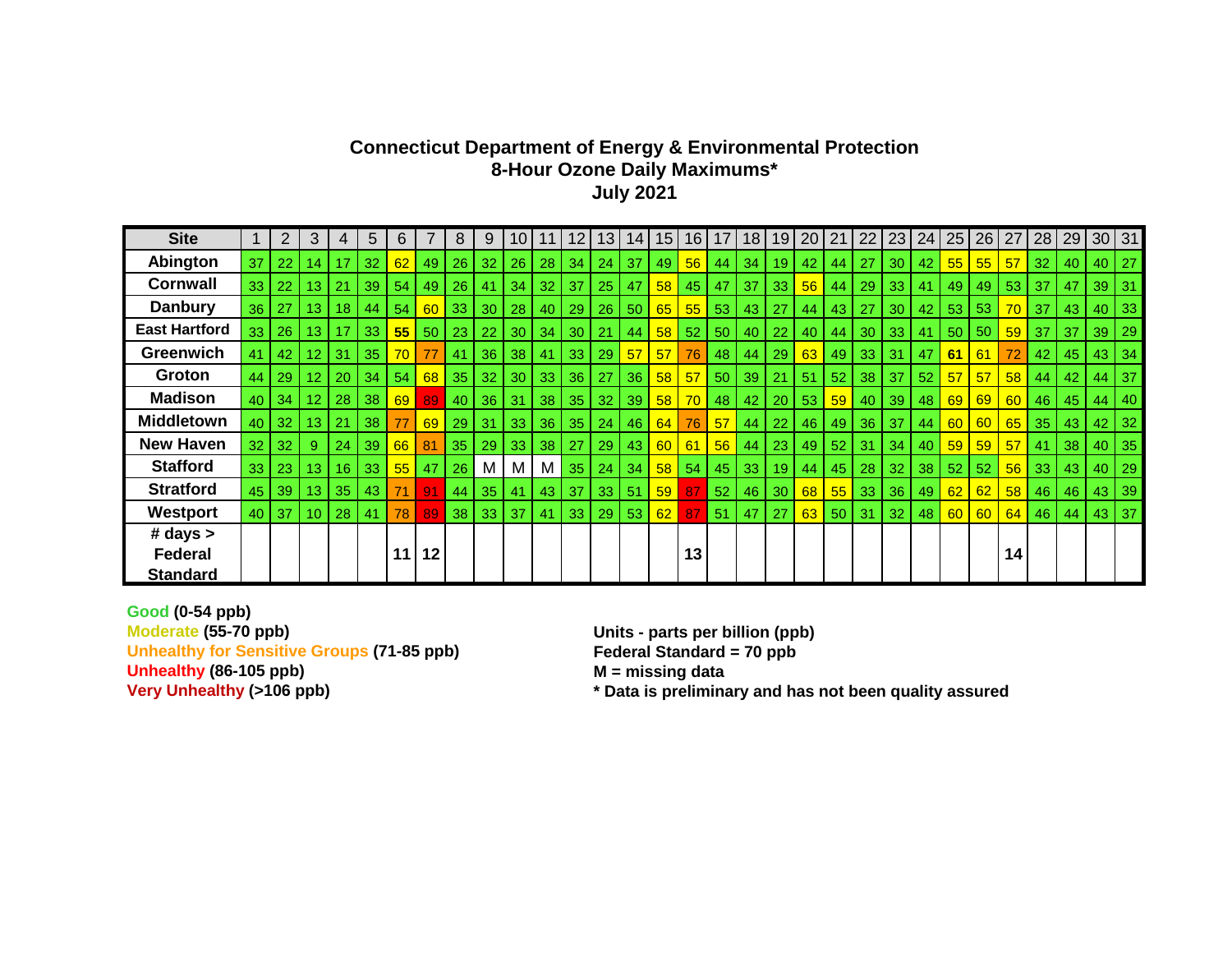## Connecticut Department of Energy & Environmental Protection
## 8-Hour Ozone Daily Maximums*
## July 2021

| Site | 1 | 2 | 3 | 4 | 5 | 6 | 7 | 8 | 9 | 10 | 11 | 12 | 13 | 14 | 15 | 16 | 17 | 18 | 19 | 20 | 21 | 22 | 23 | 24 | 25 | 26 | 27 | 28 | 29 | 30 | 31 |
|---|---|---|---|---|---|---|---|---|---|---|---|---|---|---|---|---|---|---|---|---|---|---|---|---|---|---|---|---|---|---|---|
| Abington | 37 | 22 | 14 | 17 | 32 | 62 | 49 | 26 | 32 | 26 | 28 | 34 | 24 | 37 | 49 | 56 | 44 | 34 | 19 | 42 | 44 | 27 | 30 | 42 | 55 | 55 | 57 | 32 | 40 | 40 | 27 |
| Cornwall | 33 | 22 | 13 | 21 | 39 | 54 | 49 | 26 | 41 | 34 | 32 | 37 | 25 | 47 | 58 | 45 | 47 | 37 | 33 | 56 | 44 | 29 | 33 | 41 | 49 | 49 | 53 | 37 | 47 | 39 | 31 |
| Danbury | 36 | 27 | 13 | 18 | 44 | 54 | 60 | 33 | 30 | 28 | 40 | 29 | 26 | 50 | 65 | 55 | 53 | 43 | 27 | 44 | 43 | 27 | 30 | 42 | 53 | 53 | 70 | 37 | 43 | 40 | 33 |
| East Hartford | 33 | 26 | 13 | 17 | 33 | **55** | 50 | 23 | 22 | 30 | 34 | 30 | 21 | 44 | 58 | 52 | 50 | 40 | 22 | 40 | 44 | 30 | 33 | 41 | 50 | 50 | 59 | 37 | 37 | 39 | 29 |
| Greenwich | 41 | 42 | 12 | 31 | 35 | 70 | 77 | 41 | 36 | 38 | 41 | 33 | 29 | 57 | 57 | 76 | 48 | 44 | 29 | 63 | 49 | 33 | 31 | 47 | **61** | 61 | 72 | 42 | 45 | 43 | 34 |
| Groton | 44 | 29 | 12 | 20 | 34 | 54 | 68 | 35 | 32 | 30 | 33 | 36 | 27 | 36 | 58 | 57 | 50 | 39 | 21 | 51 | 52 | 38 | 37 | 52 | 57 | 57 | 58 | 44 | 42 | 44 | 37 |
| Madison | 40 | 34 | 12 | 28 | 38 | 69 | 89 | 40 | 36 | 31 | 38 | 35 | 32 | 39 | 58 | 70 | 48 | 42 | 20 | 53 | 59 | 40 | 39 | 48 | 69 | 69 | 60 | 46 | 45 | 44 | 40 |
| Middletown | 40 | 32 | 13 | 21 | 38 | 77 | 69 | 29 | 31 | 33 | 36 | 35 | 24 | 46 | 64 | 76 | 57 | 44 | 22 | 46 | 49 | 36 | 37 | 44 | 60 | 60 | 65 | 35 | 43 | 42 | 32 |
| New Haven | 32 | 32 | 9 | 24 | 39 | 66 | 81 | 35 | 29 | 33 | 38 | 27 | 29 | 43 | 60 | 61 | 56 | 44 | 23 | 49 | 52 | 31 | 34 | 40 | 59 | 59 | 57 | 41 | 38 | 40 | 35 |
| Stafford | 33 | 23 | 13 | 16 | 33 | 55 | 47 | 26 | M | M | M | 35 | 24 | 34 | 58 | 54 | 45 | 33 | 19 | 44 | 45 | 28 | 32 | 38 | 52 | 52 | 56 | 33 | 43 | 40 | 29 |
| Stratford | 45 | 39 | 13 | 35 | 43 | 71 | 91 | 44 | 35 | 41 | 43 | 37 | 33 | 51 | 59 | 87 | 52 | 46 | 30 | 68 | 55 | 33 | 36 | 49 | 62 | 62 | 58 | 46 | 46 | 43 | 39 |
| Westport | 40 | 37 | 10 | 28 | 41 | 78 | 89 | 38 | 33 | 37 | 41 | 33 | 29 | 53 | 62 | 87 | 51 | 47 | 27 | 63 | 50 | 31 | 32 | 48 | 60 | 60 | 64 | 46 | 44 | 43 | 37 |
| # days > Federal Standard | | | | | | 11 | 12 | | | | | | | | | 13 | | | | | | | | | | | 14 | | | | |

**Good (0-54 ppb)**
**Moderate (55-70 ppb)**
**Unhealthy for Sensitive Groups (71-85 ppb)**
**Unhealthy (86-105 ppb)**
**Very Unhealthy (>106 ppb)**

**Units - parts per billion (ppb)**
**Federal Standard = 70 ppb**
**M = missing data**
**\* Data is preliminary and has not been quality assured**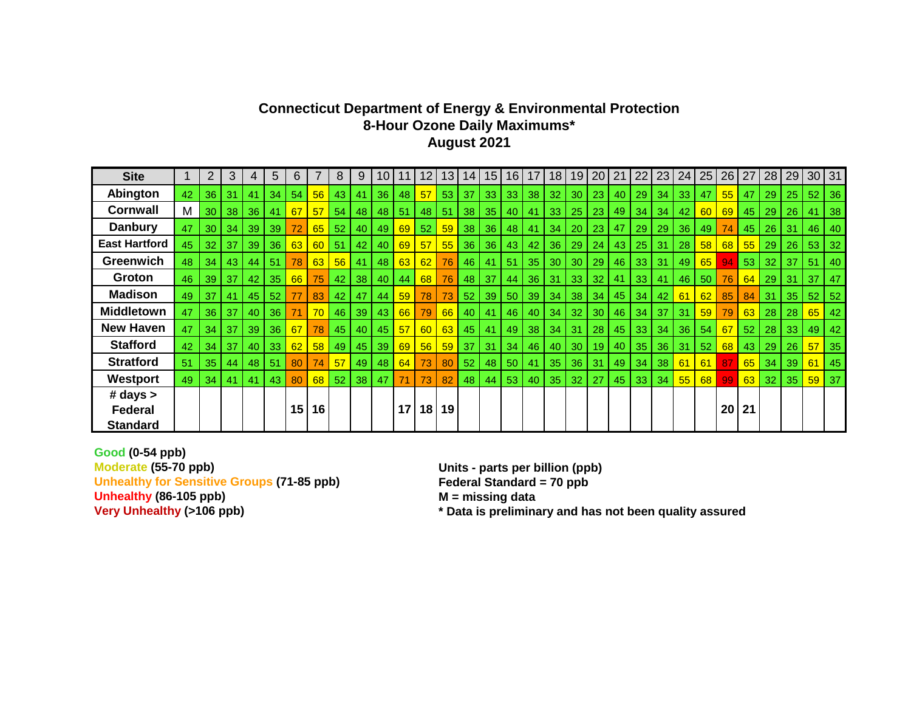# Connecticut Department of Energy & Environmental Protection
## 8-Hour Ozone Daily Maximums*
## August 2021

| Site | 1 | 2 | 3 | 4 | 5 | 6 | 7 | 8 | 9 | 10 | 11 | 12 | 13 | 14 | 15 | 16 | 17 | 18 | 19 | 20 | 21 | 22 | 23 | 24 | 25 | 26 | 27 | 28 | 29 | 30 | 31 |
|---|---|---|---|---|---|---|---|---|---|---|---|---|---|---|---|---|---|---|---|---|---|---|---|---|---|---|---|---|---|---|---|
| Abington | 42 | 36 | 31 | 41 | 34 | 54 | 56 | 43 | 41 | 36 | 48 | 57 | 53 | 37 | 33 | 33 | 38 | 32 | 30 | 23 | 40 | 29 | 34 | 33 | 47 | 55 | 47 | 29 | 25 | 52 | 36 |
| Cornwall | M | 30 | 38 | 36 | 41 | 67 | 57 | 54 | 48 | 48 | 51 | 48 | 51 | 38 | 35 | 40 | 41 | 33 | 25 | 23 | 49 | 34 | 34 | 42 | 60 | 69 | 45 | 29 | 26 | 41 | 38 |
| Danbury | 47 | 30 | 34 | 39 | 39 | 72 | 65 | 52 | 40 | 49 | 69 | 52 | 59 | 38 | 36 | 48 | 41 | 34 | 20 | 23 | 47 | 29 | 29 | 36 | 49 | 74 | 45 | 26 | 31 | 46 | 40 |
| East Hartford | 45 | 32 | 37 | 39 | 36 | 63 | 60 | 51 | 42 | 40 | 69 | 57 | 55 | 36 | 36 | 43 | 42 | 36 | 29 | 24 | 43 | 25 | 31 | 28 | 58 | 68 | 55 | 29 | 26 | 53 | 32 |
| Greenwich | 48 | 34 | 43 | 44 | 51 | 78 | 63 | 56 | 41 | 48 | 63 | 62 | 76 | 46 | 41 | 51 | 35 | 30 | 30 | 29 | 46 | 33 | 31 | 49 | 65 | 94 | 53 | 32 | 37 | 51 | 40 |
| Groton | 46 | 39 | 37 | 42 | 35 | 66 | 75 | 42 | 38 | 40 | 44 | 68 | 76 | 48 | 37 | 44 | 36 | 31 | 33 | 32 | 41 | 33 | 41 | 46 | 50 | 76 | 64 | 29 | 31 | 37 | 47 |
| Madison | 49 | 37 | 41 | 45 | 52 | 77 | 83 | 42 | 47 | 44 | 59 | 78 | 73 | 52 | 39 | 50 | 39 | 34 | 38 | 34 | 45 | 34 | 42 | 61 | 62 | 85 | 84 | 31 | 35 | 52 | 52 |
| Middletown | 47 | 36 | 37 | 40 | 36 | 71 | 70 | 46 | 39 | 43 | 66 | 79 | 66 | 40 | 41 | 46 | 40 | 34 | 32 | 30 | 46 | 34 | 37 | 31 | 59 | 79 | 63 | 28 | 28 | 65 | 42 |
| New Haven | 47 | 34 | 37 | 39 | 36 | 67 | 78 | 45 | 40 | 45 | 57 | 60 | 63 | 45 | 41 | 49 | 38 | 34 | 31 | 28 | 45 | 33 | 34 | 36 | 54 | 67 | 52 | 28 | 33 | 49 | 42 |
| Stafford | 42 | 34 | 37 | 40 | 33 | 62 | 58 | 49 | 45 | 39 | 69 | 56 | 59 | 37 | 31 | 34 | 46 | 40 | 30 | 19 | 40 | 35 | 36 | 31 | 52 | 68 | 43 | 29 | 26 | 57 | 35 |
| Stratford | 51 | 35 | 44 | 48 | 51 | 80 | 74 | 57 | 49 | 48 | 64 | 73 | 80 | 52 | 48 | 50 | 41 | 35 | 36 | 31 | 49 | 34 | 38 | 61 | 61 | 87 | 65 | 34 | 39 | 61 | 45 |
| Westport | 49 | 34 | 41 | 41 | 43 | 80 | 68 | 52 | 38 | 47 | 71 | 73 | 82 | 48 | 44 | 53 | 40 | 35 | 32 | 27 | 45 | 33 | 34 | 55 | 68 | 99 | 63 | 32 | 35 | 59 | 37 |
| # days > Federal Standard | | | | | | 15 | 16 | | | | 17 | 18 | 19 | | | | | | | | | | | | | 20 | 21 | | | | |

**Good (0-54 ppb)**
**Moderate (55-70 ppb)**
**Unhealthy for Sensitive Groups (71-85 ppb)**
**Unhealthy (86-105 ppb)**
**Very Unhealthy (>106 ppb)**

**Units - parts per billion (ppb)**
**Federal Standard = 70 ppb**
**M = missing data**
**\* Data is preliminary and has not been quality assured**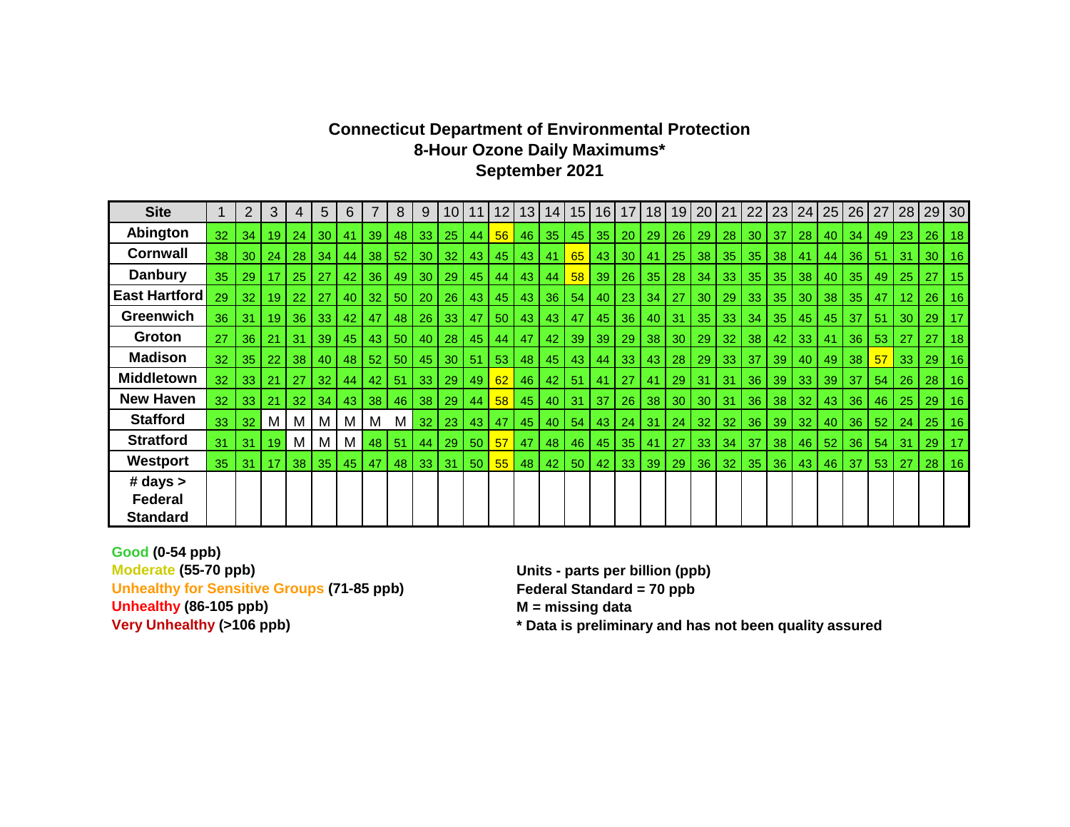# Connecticut Department of Environmental Protection
## 8-Hour Ozone Daily Maximums*
## September 2021

| Site | 1 | 2 | 3 | 4 | 5 | 6 | 7 | 8 | 9 | 10 | 11 | 12 | 13 | 14 | 15 | 16 | 17 | 18 | 19 | 20 | 21 | 22 | 23 | 24 | 25 | 26 | 27 | 28 | 29 | 30 |
|---|---|---|---|---|---|---|---|---|---|---|---|---|---|---|---|---|---|---|---|---|---|---|---|---|---|---|---|---|---|---|
| Abington | 32 | 34 | 19 | 24 | 30 | 41 | 39 | 48 | 33 | 25 | 44 | 56 | 46 | 35 | 45 | 35 | 20 | 29 | 26 | 29 | 28 | 30 | 37 | 28 | 40 | 34 | 49 | 23 | 26 | 18 |
| Cornwall | 38 | 30 | 24 | 28 | 34 | 44 | 38 | 52 | 30 | 32 | 43 | 45 | 43 | 41 | 65 | 43 | 30 | 41 | 25 | 38 | 35 | 35 | 38 | 41 | 44 | 36 | 51 | 31 | 30 | 16 |
| Danbury | 35 | 29 | 17 | 25 | 27 | 42 | 36 | 49 | 30 | 29 | 45 | 44 | 43 | 44 | 58 | 39 | 26 | 35 | 28 | 34 | 33 | 35 | 35 | 38 | 40 | 35 | 49 | 25 | 27 | 15 |
| East Hartford | 29 | 32 | 19 | 22 | 27 | 40 | 32 | 50 | 20 | 26 | 43 | 45 | 43 | 36 | 54 | 40 | 23 | 34 | 27 | 30 | 29 | 33 | 35 | 30 | 38 | 35 | 47 | 12 | 26 | 16 |
| Greenwich | 36 | 31 | 19 | 36 | 33 | 42 | 47 | 48 | 26 | 33 | 47 | 50 | 43 | 43 | 47 | 45 | 36 | 40 | 31 | 35 | 33 | 34 | 35 | 45 | 45 | 37 | 51 | 30 | 29 | 17 |
| Groton | 27 | 36 | 21 | 31 | 39 | 45 | 43 | 50 | 40 | 28 | 45 | 44 | 47 | 42 | 39 | 39 | 29 | 38 | 30 | 29 | 32 | 38 | 42 | 33 | 41 | 36 | 53 | 27 | 27 | 18 |
| Madison | 32 | 35 | 22 | 38 | 40 | 48 | 52 | 50 | 45 | 30 | 51 | 53 | 48 | 45 | 43 | 44 | 33 | 43 | 28 | 29 | 33 | 37 | 39 | 40 | 49 | 38 | 57 | 33 | 29 | 16 |
| Middletown | 32 | 33 | 21 | 27 | 32 | 44 | 42 | 51 | 33 | 29 | 49 | 62 | 46 | 42 | 51 | 41 | 27 | 41 | 29 | 31 | 31 | 36 | 39 | 33 | 39 | 37 | 54 | 26 | 28 | 16 |
| New Haven | 32 | 33 | 21 | 32 | 34 | 43 | 38 | 46 | 38 | 29 | 44 | 58 | 45 | 40 | 31 | 37 | 26 | 38 | 30 | 30 | 31 | 36 | 38 | 32 | 43 | 36 | 46 | 25 | 29 | 16 |
| Stafford | 33 | 32 | M | M | M | M | M | M | 32 | 23 | 43 | 47 | 45 | 40 | 54 | 43 | 24 | 31 | 24 | 32 | 32 | 36 | 39 | 32 | 40 | 36 | 52 | 24 | 25 | 16 |
| Stratford | 31 | 31 | 19 | M | M | M | 48 | 51 | 44 | 29 | 50 | 57 | 47 | 48 | 46 | 45 | 35 | 41 | 27 | 33 | 34 | 37 | 38 | 46 | 52 | 36 | 54 | 31 | 29 | 17 |
| Westport | 35 | 31 | 17 | 38 | 35 | 45 | 47 | 48 | 33 | 31 | 50 | 55 | 48 | 42 | 50 | 42 | 33 | 39 | 29 | 36 | 32 | 35 | 36 | 43 | 46 | 37 | 53 | 27 | 28 | 16 |
| # days > Federal Standard | | | | | | | | | | | | | | | | | | | | | | | | | | | | | | |

**Good (0-54 ppb)**
**Moderate (55-70 ppb)**
**Unhealthy for Sensitive Groups (71-85 ppb)**
**Unhealthy (86-105 ppb)**
**Very Unhealthy (>106 ppb)**

**Units - parts per billion (ppb)**
**Federal Standard = 70 ppb**
**M = missing data**
**\* Data is preliminary and has not been quality assured**